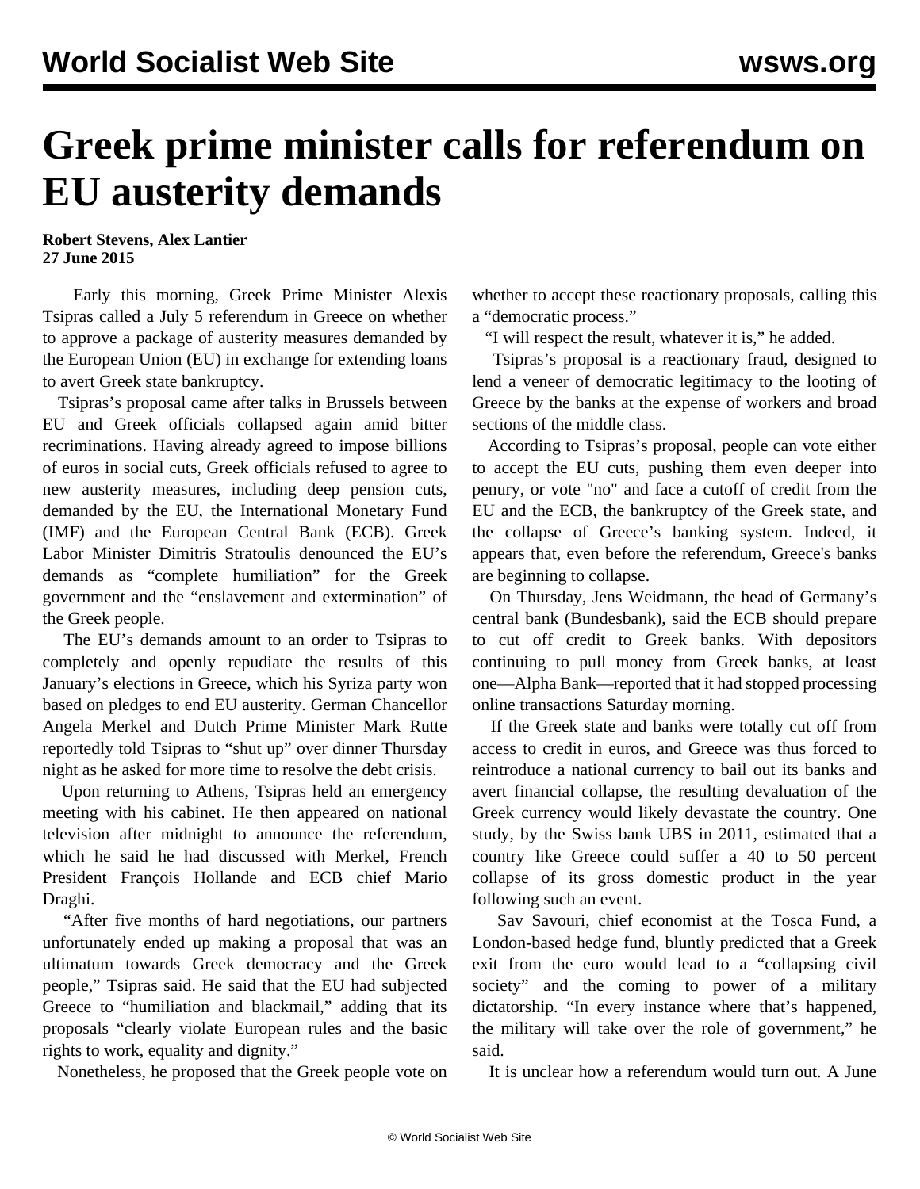# Greek prime minister calls for referendum on EU austerity demands

**Robert Stevens, Alex Lantier**
**27 June 2015**

Early this morning, Greek Prime Minister Alexis Tsipras called a July 5 referendum in Greece on whether to approve a package of austerity measures demanded by the European Union (EU) in exchange for extending loans to avert Greek state bankruptcy.

Tsipras's proposal came after talks in Brussels between EU and Greek officials collapsed again amid bitter recriminations. Having already agreed to impose billions of euros in social cuts, Greek officials refused to agree to new austerity measures, including deep pension cuts, demanded by the EU, the International Monetary Fund (IMF) and the European Central Bank (ECB). Greek Labor Minister Dimitris Stratoulis denounced the EU's demands as "complete humiliation" for the Greek government and the "enslavement and extermination" of the Greek people.

The EU's demands amount to an order to Tsipras to completely and openly repudiate the results of this January's elections in Greece, which his Syriza party won based on pledges to end EU austerity. German Chancellor Angela Merkel and Dutch Prime Minister Mark Rutte reportedly told Tsipras to "shut up" over dinner Thursday night as he asked for more time to resolve the debt crisis.

Upon returning to Athens, Tsipras held an emergency meeting with his cabinet. He then appeared on national television after midnight to announce the referendum, which he said he had discussed with Merkel, French President François Hollande and ECB chief Mario Draghi.

"After five months of hard negotiations, our partners unfortunately ended up making a proposal that was an ultimatum towards Greek democracy and the Greek people," Tsipras said. He said that the EU had subjected Greece to "humiliation and blackmail," adding that its proposals "clearly violate European rules and the basic rights to work, equality and dignity."

Nonetheless, he proposed that the Greek people vote on whether to accept these reactionary proposals, calling this a "democratic process."

"I will respect the result, whatever it is," he added.

Tsipras's proposal is a reactionary fraud, designed to lend a veneer of democratic legitimacy to the looting of Greece by the banks at the expense of workers and broad sections of the middle class.

According to Tsipras's proposal, people can vote either to accept the EU cuts, pushing them even deeper into penury, or vote "no" and face a cutoff of credit from the EU and the ECB, the bankruptcy of the Greek state, and the collapse of Greece's banking system. Indeed, it appears that, even before the referendum, Greece's banks are beginning to collapse.

On Thursday, Jens Weidmann, the head of Germany's central bank (Bundesbank), said the ECB should prepare to cut off credit to Greek banks. With depositors continuing to pull money from Greek banks, at least one—Alpha Bank—reported that it had stopped processing online transactions Saturday morning.

If the Greek state and banks were totally cut off from access to credit in euros, and Greece was thus forced to reintroduce a national currency to bail out its banks and avert financial collapse, the resulting devaluation of the Greek currency would likely devastate the country. One study, by the Swiss bank UBS in 2011, estimated that a country like Greece could suffer a 40 to 50 percent collapse of its gross domestic product in the year following such an event.

Sav Savouri, chief economist at the Tosca Fund, a London-based hedge fund, bluntly predicted that a Greek exit from the euro would lead to a "collapsing civil society" and the coming to power of a military dictatorship. "In every instance where that's happened, the military will take over the role of government," he said.

It is unclear how a referendum would turn out. A June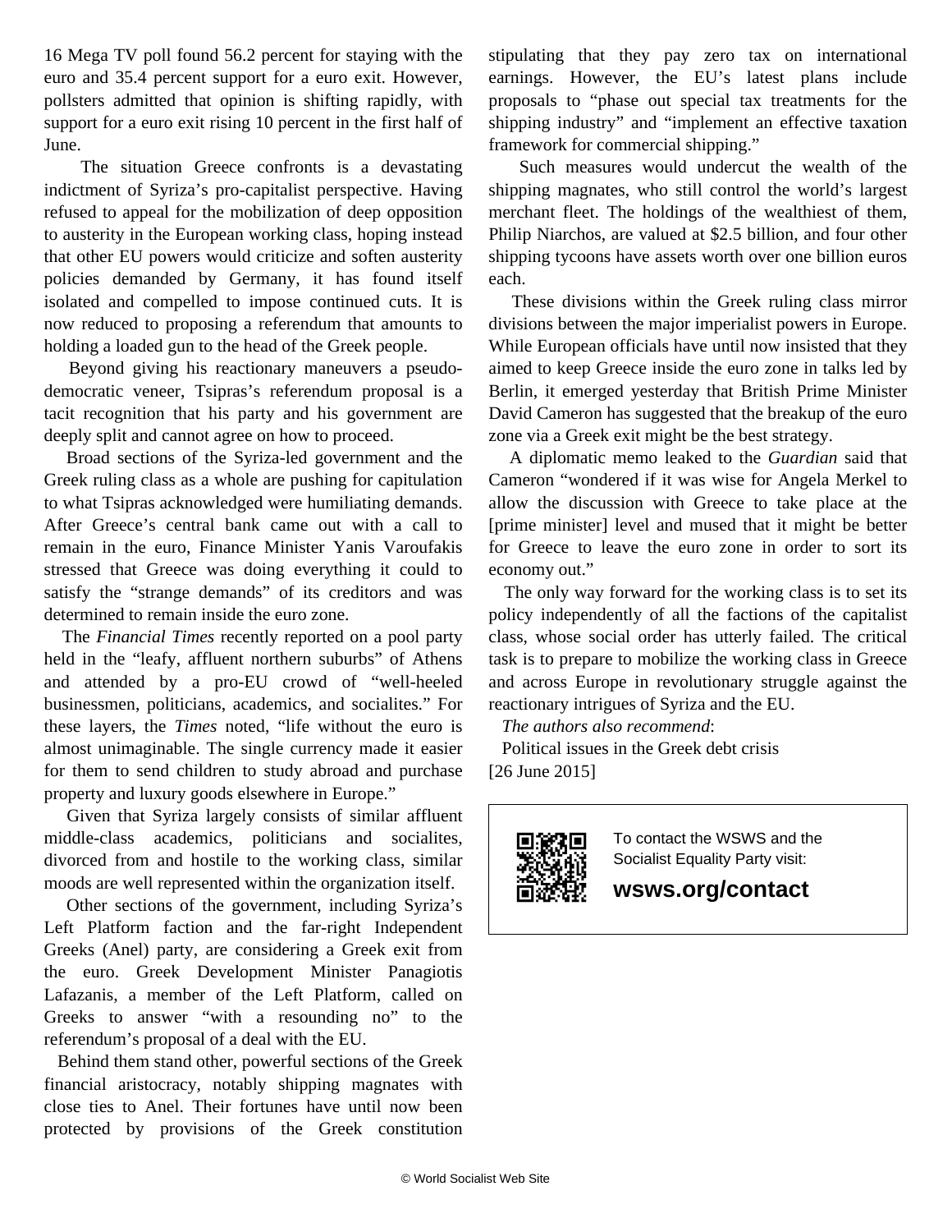16 Mega TV poll found 56.2 percent for staying with the euro and 35.4 percent support for a euro exit. However, pollsters admitted that opinion is shifting rapidly, with support for a euro exit rising 10 percent in the first half of June.

The situation Greece confronts is a devastating indictment of Syriza's pro-capitalist perspective. Having refused to appeal for the mobilization of deep opposition to austerity in the European working class, hoping instead that other EU powers would criticize and soften austerity policies demanded by Germany, it has found itself isolated and compelled to impose continued cuts. It is now reduced to proposing a referendum that amounts to holding a loaded gun to the head of the Greek people.

Beyond giving his reactionary maneuvers a pseudo-democratic veneer, Tsipras's referendum proposal is a tacit recognition that his party and his government are deeply split and cannot agree on how to proceed.

Broad sections of the Syriza-led government and the Greek ruling class as a whole are pushing for capitulation to what Tsipras acknowledged were humiliating demands. After Greece's central bank came out with a call to remain in the euro, Finance Minister Yanis Varoufakis stressed that Greece was doing everything it could to satisfy the "strange demands" of its creditors and was determined to remain inside the euro zone.

The *Financial Times* recently reported on a pool party held in the "leafy, affluent northern suburbs" of Athens and attended by a pro-EU crowd of "well-heeled businessmen, politicians, academics, and socialites." For these layers, the *Times* noted, "life without the euro is almost unimaginable. The single currency made it easier for them to send children to study abroad and purchase property and luxury goods elsewhere in Europe."

Given that Syriza largely consists of similar affluent middle-class academics, politicians and socialites, divorced from and hostile to the working class, similar moods are well represented within the organization itself.

Other sections of the government, including Syriza's Left Platform faction and the far-right Independent Greeks (Anel) party, are considering a Greek exit from the euro. Greek Development Minister Panagiotis Lafazanis, a member of the Left Platform, called on Greeks to answer "with a resounding no" to the referendum's proposal of a deal with the EU.

Behind them stand other, powerful sections of the Greek financial aristocracy, notably shipping magnates with close ties to Anel. Their fortunes have until now been protected by provisions of the Greek constitution stipulating that they pay zero tax on international earnings. However, the EU's latest plans include proposals to "phase out special tax treatments for the shipping industry" and "implement an effective taxation framework for commercial shipping."

Such measures would undercut the wealth of the shipping magnates, who still control the world's largest merchant fleet. The holdings of the wealthiest of them, Philip Niarchos, are valued at $2.5 billion, and four other shipping tycoons have assets worth over one billion euros each.

These divisions within the Greek ruling class mirror divisions between the major imperialist powers in Europe. While European officials have until now insisted that they aimed to keep Greece inside the euro zone in talks led by Berlin, it emerged yesterday that British Prime Minister David Cameron has suggested that the breakup of the euro zone via a Greek exit might be the best strategy.

A diplomatic memo leaked to the *Guardian* said that Cameron "wondered if it was wise for Angela Merkel to allow the discussion with Greece to take place at the [prime minister] level and mused that it might be better for Greece to leave the euro zone in order to sort its economy out."

The only way forward for the working class is to set its policy independently of all the factions of the capitalist class, whose social order has utterly failed. The critical task is to prepare to mobilize the working class in Greece and across Europe in revolutionary struggle against the reactionary intrigues of Syriza and the EU.

*The authors also recommend*:

Political issues in the Greek debt crisis
[26 June 2015]

To contact the WSWS and the Socialist Equality Party visit:

**wsws.org/contact**